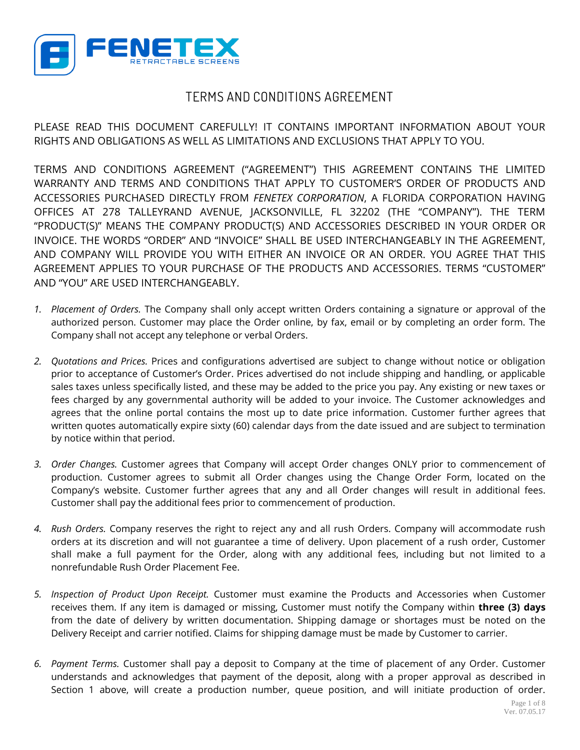# TERMS AND CONDITIONS AGREEMENT

PLEASE READ THIS DOCUMENT CAREFULLY! IT CONTAINS IMPORTANT INFORMATION ABOUT YOUR RIGHTS AND OBLIGATIONS AS WELL AS LIMITATIONS AND EXCLUSIONS THAT APPLY TO YOU.

TERMS AND CONDITIONS AGREEMENT ("AGREEMENT") THIS AGREEMENT CONTAINS THE LIMITED WARRANTY AND TERMS AND CONDITIONS THAT APPLY TO CUSTOMER'S ORDER OF PRODUCTS AND ACCESSORIES PURCHASED DIRECTLY FROM *FENETEX CORPORATION*, A FLORIDA CORPORATION HAVING OFFICES AT 278 TALLEYRAND AVENUE, JACKSONVILLE, FL 32202 (THE "COMPANY"). THE TERM "PRODUCT(S)" MEANS THE COMPANY PRODUCT(S) AND ACCESSORIES DESCRIBED IN YOUR ORDER OR INVOICE. THE WORDS "ORDER" AND "INVOICE" SHALL BE USED INTERCHANGEABLY IN THE AGREEMENT, AND COMPANY WILL PROVIDE YOU WITH EITHER AN INVOICE OR AN ORDER. YOU AGREE THAT THIS AGREEMENT APPLIES TO YOUR PURCHASE OF THE PRODUCTS AND ACCESSORIES. TERMS "CUSTOMER" AND "YOU" ARE USED INTERCHANGEABLY.

1. *Placement of Orders.* The Company shall only accept written Orders containing a signature or approval of the authorized person. Customer may place the Order online, by fax, email or by completing an order form. The Company shall not accept any telephone or verbal Orders.

2. *Quotations and Prices.* Prices and configurations advertised are subject to change without notice or obligation prior to acceptance of Customer's Order. Prices advertised do not include shipping and handling, or applicable sales taxes unless specifically listed, and these may be added to the price you pay. Any existing or new taxes or fees charged by any governmental authority will be added to your invoice. The Customer acknowledges and agrees that the online portal contains the most up to date price information. Customer further agrees that written quotes automatically expire sixty (60) calendar days from the date issued and are subject to termination by notice within that period.

3. *Order Changes.* Customer agrees that Company will accept Order changes ONLY prior to commencement of production. Customer agrees to submit all Order changes using the Change Order Form, located on the Company's website. Customer further agrees that any and all Order changes will result in additional fees. Customer shall pay the additional fees prior to commencement of production.

4. *Rush Orders.* Company reserves the right to reject any and all rush Orders. Company will accommodate rush orders at its discretion and will not guarantee a time of delivery. Upon placement of a rush order, Customer shall make a full payment for the Order, along with any additional fees, including but not limited to a nonrefundable Rush Order Placement Fee.

5. *Inspection of Product Upon Receipt.* Customer must examine the Products and Accessories when Customer receives them. If any item is damaged or missing, Customer must notify the Company within **three (3) days** from the date of delivery by written documentation. Shipping damage or shortages must be noted on the Delivery Receipt and carrier notified. Claims for shipping damage must be made by Customer to carrier.

6. *Payment Terms.* Customer shall pay a deposit to Company at the time of placement of any Order. Customer understands and acknowledges that payment of the deposit, along with a proper approval as described in Section 1 above, will create a production number, queue position, and will initiate production of order.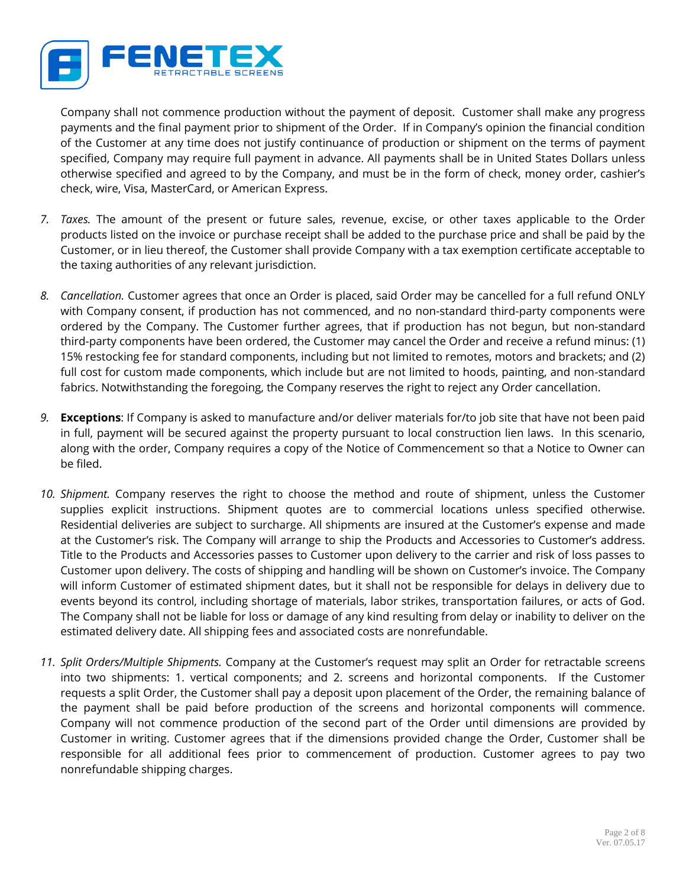Company shall not commence production without the payment of deposit. Customer shall make any progress payments and the final payment prior to shipment of the Order. If in Company's opinion the financial condition of the Customer at any time does not justify continuance of production or shipment on the terms of payment specified, Company may require full payment in advance. All payments shall be in United States Dollars unless otherwise specified and agreed to by the Company, and must be in the form of check, money order, cashier's check, wire, Visa, MasterCard, or American Express.

7. *Taxes.* The amount of the present or future sales, revenue, excise, or other taxes applicable to the Order products listed on the invoice or purchase receipt shall be added to the purchase price and shall be paid by the Customer, or in lieu thereof, the Customer shall provide Company with a tax exemption certificate acceptable to the taxing authorities of any relevant jurisdiction.

8. *Cancellation.* Customer agrees that once an Order is placed, said Order may be cancelled for a full refund ONLY with Company consent, if production has not commenced, and no non-standard third-party components were ordered by the Company. The Customer further agrees, that if production has not begun, but non-standard third-party components have been ordered, the Customer may cancel the Order and receive a refund minus: (1) 15% restocking fee for standard components, including but not limited to remotes, motors and brackets; and (2) full cost for custom made components, which include but are not limited to hoods, painting, and non-standard fabrics. Notwithstanding the foregoing, the Company reserves the right to reject any Order cancellation.

9. **Exceptions**: If Company is asked to manufacture and/or deliver materials for/to job site that have not been paid in full, payment will be secured against the property pursuant to local construction lien laws. In this scenario, along with the order, Company requires a copy of the Notice of Commencement so that a Notice to Owner can be filed.

10. *Shipment.* Company reserves the right to choose the method and route of shipment, unless the Customer supplies explicit instructions. Shipment quotes are to commercial locations unless specified otherwise. Residential deliveries are subject to surcharge. All shipments are insured at the Customer's expense and made at the Customer's risk. The Company will arrange to ship the Products and Accessories to Customer's address. Title to the Products and Accessories passes to Customer upon delivery to the carrier and risk of loss passes to Customer upon delivery. The costs of shipping and handling will be shown on Customer's invoice. The Company will inform Customer of estimated shipment dates, but it shall not be responsible for delays in delivery due to events beyond its control, including shortage of materials, labor strikes, transportation failures, or acts of God. The Company shall not be liable for loss or damage of any kind resulting from delay or inability to deliver on the estimated delivery date. All shipping fees and associated costs are nonrefundable.

11. *Split Orders/Multiple Shipments.* Company at the Customer's request may split an Order for retractable screens into two shipments: 1. vertical components; and 2. screens and horizontal components. If the Customer requests a split Order, the Customer shall pay a deposit upon placement of the Order, the remaining balance of the payment shall be paid before production of the screens and horizontal components will commence. Company will not commence production of the second part of the Order until dimensions are provided by Customer in writing. Customer agrees that if the dimensions provided change the Order, Customer shall be responsible for all additional fees prior to commencement of production. Customer agrees to pay two nonrefundable shipping charges.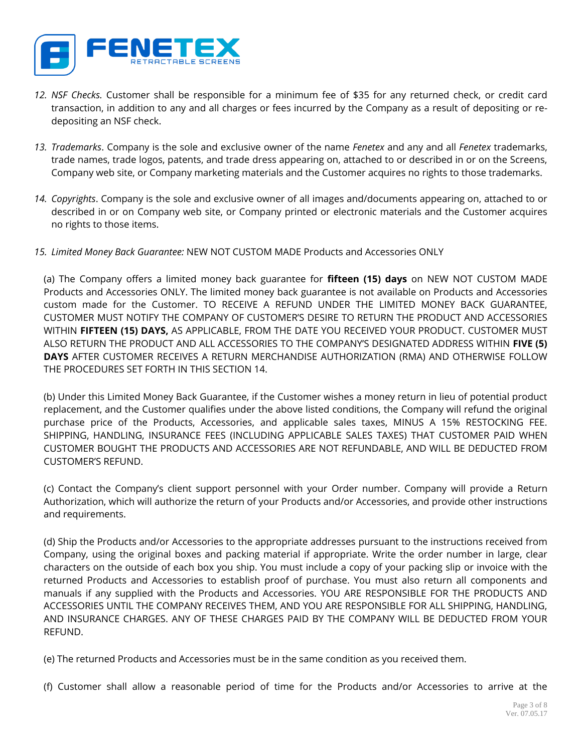12. *NSF Checks.* Customer shall be responsible for a minimum fee of $35 for any returned check, or credit card transaction, in addition to any and all charges or fees incurred by the Company as a result of depositing or re-depositing an NSF check.

13. *Trademarks*. Company is the sole and exclusive owner of the name *Fenetex* and any and all *Fenetex* trademarks, trade names, trade logos, patents, and trade dress appearing on, attached to or described in or on the Screens, Company web site, or Company marketing materials and the Customer acquires no rights to those trademarks.

14. *Copyrights*. Company is the sole and exclusive owner of all images and/documents appearing on, attached to or described in or on Company web site, or Company printed or electronic materials and the Customer acquires no rights to those items.

15. *Limited Money Back Guarantee:* NEW NOT CUSTOM MADE Products and Accessories ONLY

(a) The Company offers a limited money back guarantee for **fifteen (15) days** on NEW NOT CUSTOM MADE Products and Accessories ONLY. The limited money back guarantee is not available on Products and Accessories custom made for the Customer. TO RECEIVE A REFUND UNDER THE LIMITED MONEY BACK GUARANTEE, CUSTOMER MUST NOTIFY THE COMPANY OF CUSTOMER'S DESIRE TO RETURN THE PRODUCT AND ACCESSORIES WITHIN **FIFTEEN (15) DAYS,** AS APPLICABLE, FROM THE DATE YOU RECEIVED YOUR PRODUCT. CUSTOMER MUST ALSO RETURN THE PRODUCT AND ALL ACCESSORIES TO THE COMPANY'S DESIGNATED ADDRESS WITHIN **FIVE (5) DAYS** AFTER CUSTOMER RECEIVES A RETURN MERCHANDISE AUTHORIZATION (RMA) AND OTHERWISE FOLLOW THE PROCEDURES SET FORTH IN THIS SECTION 14.

(b) Under this Limited Money Back Guarantee, if the Customer wishes a money return in lieu of potential product replacement, and the Customer qualifies under the above listed conditions, the Company will refund the original purchase price of the Products, Accessories, and applicable sales taxes, MINUS A 15% RESTOCKING FEE. SHIPPING, HANDLING, INSURANCE FEES (INCLUDING APPLICABLE SALES TAXES) THAT CUSTOMER PAID WHEN CUSTOMER BOUGHT THE PRODUCTS AND ACCESSORIES ARE NOT REFUNDABLE, AND WILL BE DEDUCTED FROM CUSTOMER'S REFUND.

(c) Contact the Company's client support personnel with your Order number. Company will provide a Return Authorization, which will authorize the return of your Products and/or Accessories, and provide other instructions and requirements.

(d) Ship the Products and/or Accessories to the appropriate addresses pursuant to the instructions received from Company, using the original boxes and packing material if appropriate. Write the order number in large, clear characters on the outside of each box you ship. You must include a copy of your packing slip or invoice with the returned Products and Accessories to establish proof of purchase. You must also return all components and manuals if any supplied with the Products and Accessories. YOU ARE RESPONSIBLE FOR THE PRODUCTS AND ACCESSORIES UNTIL THE COMPANY RECEIVES THEM, AND YOU ARE RESPONSIBLE FOR ALL SHIPPING, HANDLING, AND INSURANCE CHARGES. ANY OF THESE CHARGES PAID BY THE COMPANY WILL BE DEDUCTED FROM YOUR REFUND.

(e) The returned Products and Accessories must be in the same condition as you received them.

(f) Customer shall allow a reasonable period of time for the Products and/or Accessories to arrive at the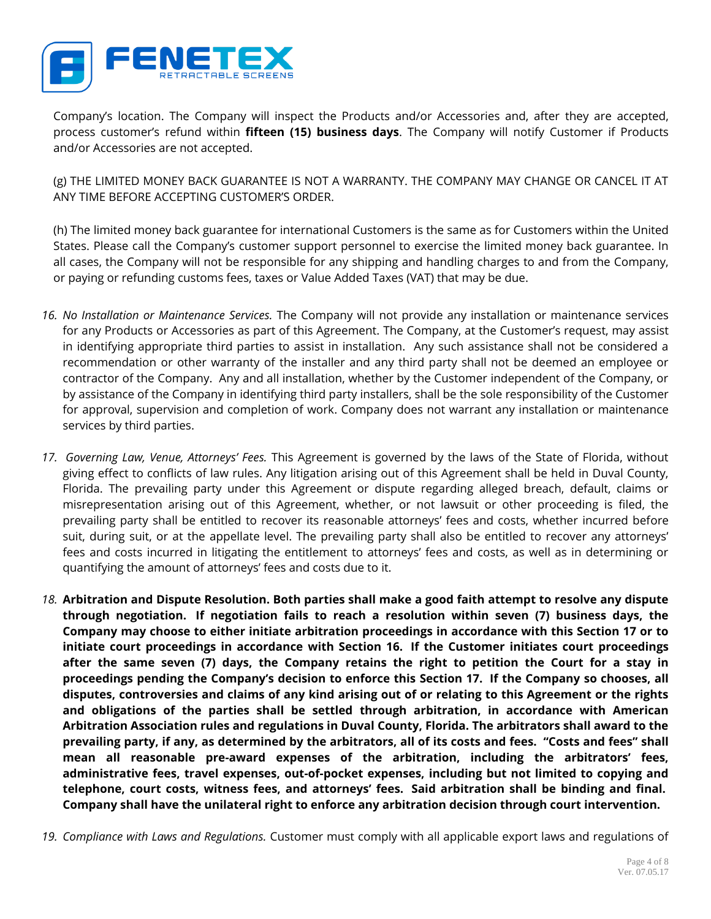Company's location. The Company will inspect the Products and/or Accessories and, after they are accepted, process customer's refund within **fifteen (15) business days**. The Company will notify Customer if Products and/or Accessories are not accepted.

(g) THE LIMITED MONEY BACK GUARANTEE IS NOT A WARRANTY. THE COMPANY MAY CHANGE OR CANCEL IT AT ANY TIME BEFORE ACCEPTING CUSTOMER'S ORDER.

(h) The limited money back guarantee for international Customers is the same as for Customers within the United States. Please call the Company's customer support personnel to exercise the limited money back guarantee. In all cases, the Company will not be responsible for any shipping and handling charges to and from the Company, or paying or refunding customs fees, taxes or Value Added Taxes (VAT) that may be due.

16. *No Installation or Maintenance Services.* The Company will not provide any installation or maintenance services for any Products or Accessories as part of this Agreement. The Company, at the Customer's request, may assist in identifying appropriate third parties to assist in installation. Any such assistance shall not be considered a recommendation or other warranty of the installer and any third party shall not be deemed an employee or contractor of the Company. Any and all installation, whether by the Customer independent of the Company, or by assistance of the Company in identifying third party installers, shall be the sole responsibility of the Customer for approval, supervision and completion of work. Company does not warrant any installation or maintenance services by third parties.

17. *Governing Law, Venue, Attorneys' Fees.* This Agreement is governed by the laws of the State of Florida, without giving effect to conflicts of law rules. Any litigation arising out of this Agreement shall be held in Duval County, Florida. The prevailing party under this Agreement or dispute regarding alleged breach, default, claims or misrepresentation arising out of this Agreement, whether, or not lawsuit or other proceeding is filed, the prevailing party shall be entitled to recover its reasonable attorneys' fees and costs, whether incurred before suit, during suit, or at the appellate level. The prevailing party shall also be entitled to recover any attorneys' fees and costs incurred in litigating the entitlement to attorneys' fees and costs, as well as in determining or quantifying the amount of attorneys' fees and costs due to it.

18. **Arbitration and Dispute Resolution. Both parties shall make a good faith attempt to resolve any dispute through negotiation. If negotiation fails to reach a resolution within seven (7) business days, the Company may choose to either initiate arbitration proceedings in accordance with this Section 17 or to initiate court proceedings in accordance with Section 16. If the Customer initiates court proceedings after the same seven (7) days, the Company retains the right to petition the Court for a stay in proceedings pending the Company's decision to enforce this Section 17. If the Company so chooses, all disputes, controversies and claims of any kind arising out of or relating to this Agreement or the rights and obligations of the parties shall be settled through arbitration, in accordance with American Arbitration Association rules and regulations in Duval County, Florida. The arbitrators shall award to the prevailing party, if any, as determined by the arbitrators, all of its costs and fees. "Costs and fees" shall mean all reasonable pre-award expenses of the arbitration, including the arbitrators' fees, administrative fees, travel expenses, out-of-pocket expenses, including but not limited to copying and telephone, court costs, witness fees, and attorneys' fees. Said arbitration shall be binding and final. Company shall have the unilateral right to enforce any arbitration decision through court intervention.**

19. *Compliance with Laws and Regulations.* Customer must comply with all applicable export laws and regulations of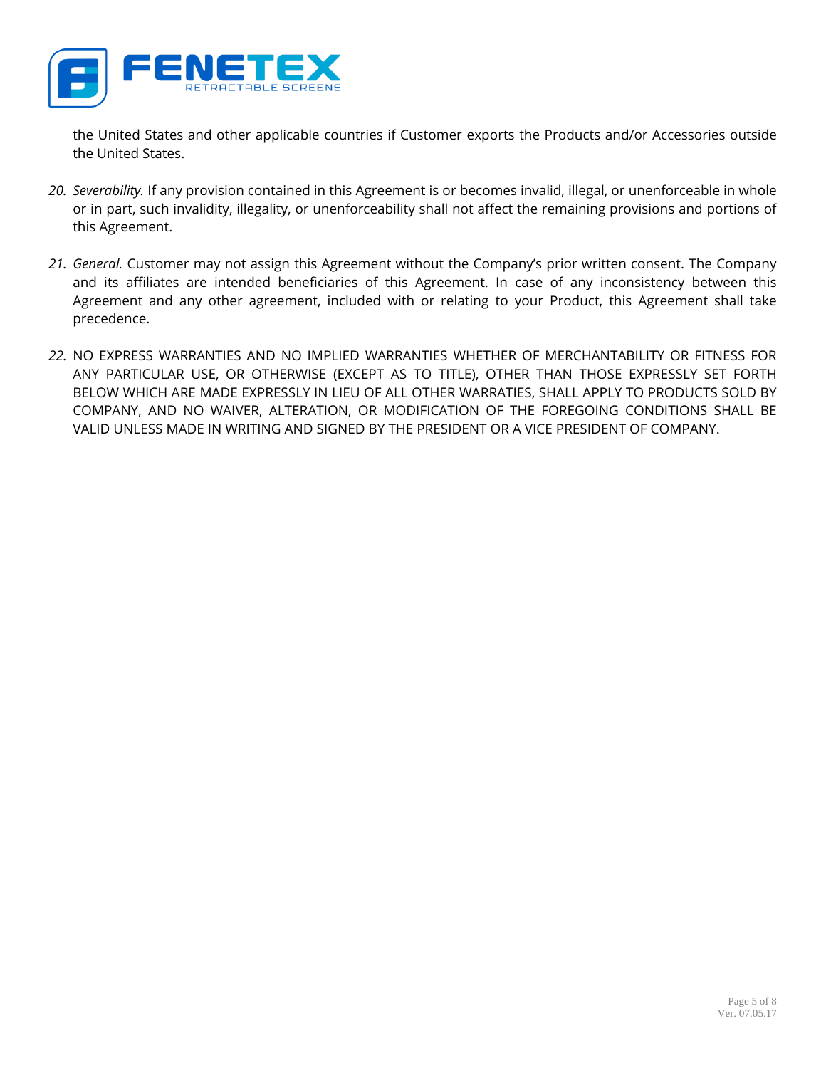the United States and other applicable countries if Customer exports the Products and/or Accessories outside the United States.

20. *Severability.* If any provision contained in this Agreement is or becomes invalid, illegal, or unenforceable in whole or in part, such invalidity, illegality, or unenforceability shall not affect the remaining provisions and portions of this Agreement.

21. *General.* Customer may not assign this Agreement without the Company's prior written consent. The Company and its affiliates are intended beneficiaries of this Agreement. In case of any inconsistency between this Agreement and any other agreement, included with or relating to your Product, this Agreement shall take precedence.

22. NO EXPRESS WARRANTIES AND NO IMPLIED WARRANTIES WHETHER OF MERCHANTABILITY OR FITNESS FOR ANY PARTICULAR USE, OR OTHERWISE (EXCEPT AS TO TITLE), OTHER THAN THOSE EXPRESSLY SET FORTH BELOW WHICH ARE MADE EXPRESSLY IN LIEU OF ALL OTHER WARRATIES, SHALL APPLY TO PRODUCTS SOLD BY COMPANY, AND NO WAIVER, ALTERATION, OR MODIFICATION OF THE FOREGOING CONDITIONS SHALL BE VALID UNLESS MADE IN WRITING AND SIGNED BY THE PRESIDENT OR A VICE PRESIDENT OF COMPANY.